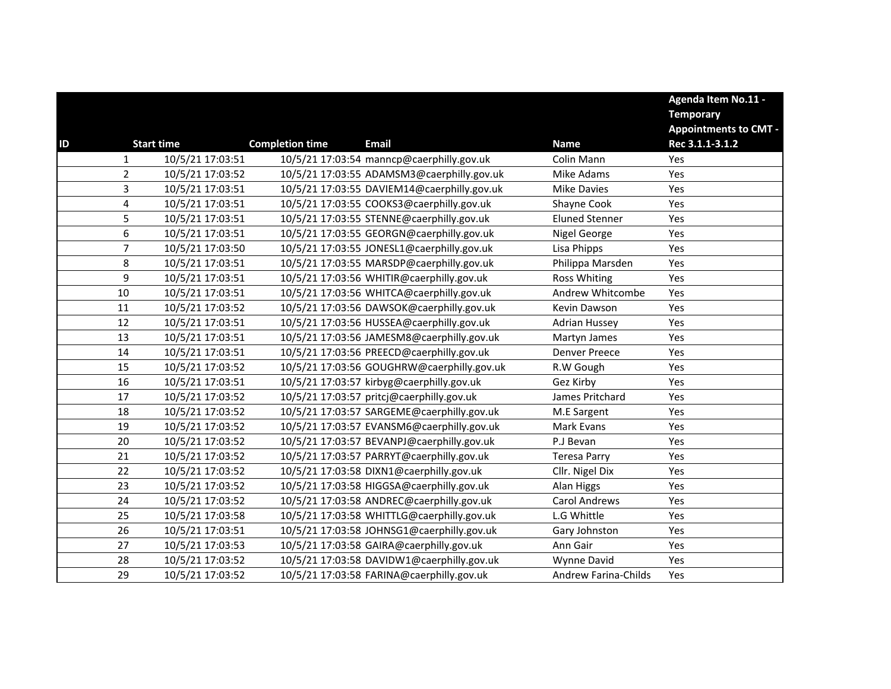| ID | Start time | Completion time | Email | Name | Agenda Item No.11 - Temporary Appointments to CMT - Rec 3.1.1-3.1.2 |
|---|---|---|---|---|---|
| 1 | 10/5/21 17:03:51 | 10/5/21 17:03:54 | manncp@caerphilly.gov.uk | Colin Mann | Yes |
| 2 | 10/5/21 17:03:52 | 10/5/21 17:03:55 | ADAMSM3@caerphilly.gov.uk | Mike Adams | Yes |
| 3 | 10/5/21 17:03:51 | 10/5/21 17:03:55 | DAVIEM14@caerphilly.gov.uk | Mike Davies | Yes |
| 4 | 10/5/21 17:03:51 | 10/5/21 17:03:55 | COOKS3@caerphilly.gov.uk | Shayne Cook | Yes |
| 5 | 10/5/21 17:03:51 | 10/5/21 17:03:55 | STENNE@caerphilly.gov.uk | Eluned Stenner | Yes |
| 6 | 10/5/21 17:03:51 | 10/5/21 17:03:55 | GEORGN@caerphilly.gov.uk | Nigel George | Yes |
| 7 | 10/5/21 17:03:50 | 10/5/21 17:03:55 | JONESL1@caerphilly.gov.uk | Lisa Phipps | Yes |
| 8 | 10/5/21 17:03:51 | 10/5/21 17:03:55 | MARSDP@caerphilly.gov.uk | Philippa Marsden | Yes |
| 9 | 10/5/21 17:03:51 | 10/5/21 17:03:56 | WHITIR@caerphilly.gov.uk | Ross Whiting | Yes |
| 10 | 10/5/21 17:03:51 | 10/5/21 17:03:56 | WHITCA@caerphilly.gov.uk | Andrew Whitcombe | Yes |
| 11 | 10/5/21 17:03:52 | 10/5/21 17:03:56 | DAWSOK@caerphilly.gov.uk | Kevin Dawson | Yes |
| 12 | 10/5/21 17:03:51 | 10/5/21 17:03:56 | HUSSEA@caerphilly.gov.uk | Adrian Hussey | Yes |
| 13 | 10/5/21 17:03:51 | 10/5/21 17:03:56 | JAMESM8@caerphilly.gov.uk | Martyn James | Yes |
| 14 | 10/5/21 17:03:51 | 10/5/21 17:03:56 | PREECD@caerphilly.gov.uk | Denver Preece | Yes |
| 15 | 10/5/21 17:03:52 | 10/5/21 17:03:56 | GOUGHRW@caerphilly.gov.uk | R.W Gough | Yes |
| 16 | 10/5/21 17:03:51 | 10/5/21 17:03:57 | kirbyg@caerphilly.gov.uk | Gez Kirby | Yes |
| 17 | 10/5/21 17:03:52 | 10/5/21 17:03:57 | pritcj@caerphilly.gov.uk | James Pritchard | Yes |
| 18 | 10/5/21 17:03:52 | 10/5/21 17:03:57 | SARGEME@caerphilly.gov.uk | M.E Sargent | Yes |
| 19 | 10/5/21 17:03:52 | 10/5/21 17:03:57 | EVANSM6@caerphilly.gov.uk | Mark Evans | Yes |
| 20 | 10/5/21 17:03:52 | 10/5/21 17:03:57 | BEVANPJ@caerphilly.gov.uk | P.J Bevan | Yes |
| 21 | 10/5/21 17:03:52 | 10/5/21 17:03:57 | PARRYT@caerphilly.gov.uk | Teresa Parry | Yes |
| 22 | 10/5/21 17:03:52 | 10/5/21 17:03:58 | DIXN1@caerphilly.gov.uk | Cllr. Nigel Dix | Yes |
| 23 | 10/5/21 17:03:52 | 10/5/21 17:03:58 | HIGGSA@caerphilly.gov.uk | Alan Higgs | Yes |
| 24 | 10/5/21 17:03:52 | 10/5/21 17:03:58 | ANDREC@caerphilly.gov.uk | Carol Andrews | Yes |
| 25 | 10/5/21 17:03:58 | 10/5/21 17:03:58 | WHITTLG@caerphilly.gov.uk | L.G Whittle | Yes |
| 26 | 10/5/21 17:03:51 | 10/5/21 17:03:58 | JOHNSG1@caerphilly.gov.uk | Gary Johnston | Yes |
| 27 | 10/5/21 17:03:53 | 10/5/21 17:03:58 | GAIRA@caerphilly.gov.uk | Ann Gair | Yes |
| 28 | 10/5/21 17:03:52 | 10/5/21 17:03:58 | DAVIDW1@caerphilly.gov.uk | Wynne David | Yes |
| 29 | 10/5/21 17:03:52 | 10/5/21 17:03:58 | FARINA@caerphilly.gov.uk | Andrew Farina-Childs | Yes |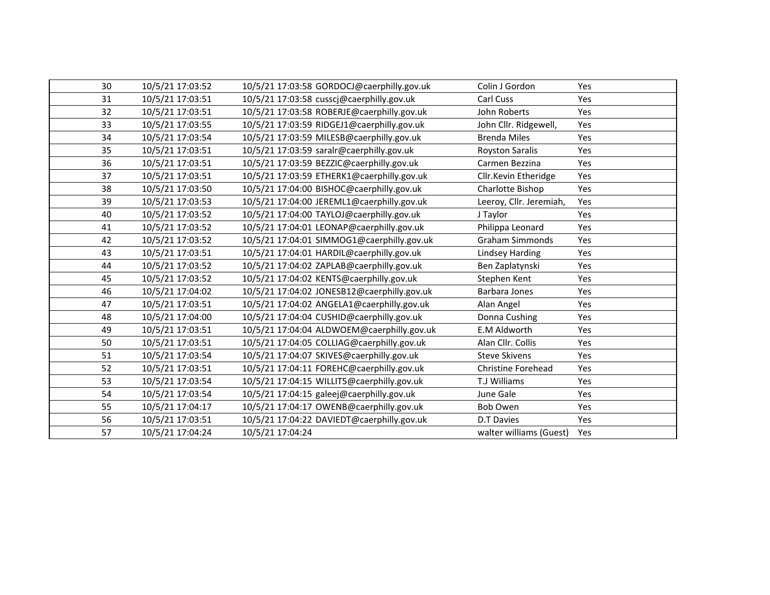| | | | | | |
|---|---|---|---|---|---|
| 30 | 10/5/21 17:03:52 | 10/5/21 17:03:58 | GORDOCJ@caerphilly.gov.uk | Colin J Gordon | Yes |
| 31 | 10/5/21 17:03:51 | 10/5/21 17:03:58 | cusscj@caerphilly.gov.uk | Carl Cuss | Yes |
| 32 | 10/5/21 17:03:51 | 10/5/21 17:03:58 | ROBERJE@caerphilly.gov.uk | John Roberts | Yes |
| 33 | 10/5/21 17:03:55 | 10/5/21 17:03:59 | RIDGEJ1@caerphilly.gov.uk | John Cllr. Ridgewell, | Yes |
| 34 | 10/5/21 17:03:54 | 10/5/21 17:03:59 | MILESB@caerphilly.gov.uk | Brenda Miles | Yes |
| 35 | 10/5/21 17:03:51 | 10/5/21 17:03:59 | saralr@caerphilly.gov.uk | Royston Saralis | Yes |
| 36 | 10/5/21 17:03:51 | 10/5/21 17:03:59 | BEZZIC@caerphilly.gov.uk | Carmen Bezzina | Yes |
| 37 | 10/5/21 17:03:51 | 10/5/21 17:03:59 | ETHERK1@caerphilly.gov.uk | Cllr.Kevin Etheridge | Yes |
| 38 | 10/5/21 17:03:50 | 10/5/21 17:04:00 | BISHOC@caerphilly.gov.uk | Charlotte Bishop | Yes |
| 39 | 10/5/21 17:03:53 | 10/5/21 17:04:00 | JEREML1@caerphilly.gov.uk | Leeroy, Cllr. Jeremiah, | Yes |
| 40 | 10/5/21 17:03:52 | 10/5/21 17:04:00 | TAYLOJ@caerphilly.gov.uk | J Taylor | Yes |
| 41 | 10/5/21 17:03:52 | 10/5/21 17:04:01 | LEONAP@caerphilly.gov.uk | Philippa Leonard | Yes |
| 42 | 10/5/21 17:03:52 | 10/5/21 17:04:01 | SIMMOG1@caerphilly.gov.uk | Graham Simmonds | Yes |
| 43 | 10/5/21 17:03:51 | 10/5/21 17:04:01 | HARDIL@caerphilly.gov.uk | Lindsey Harding | Yes |
| 44 | 10/5/21 17:03:52 | 10/5/21 17:04:02 | ZAPLAB@caerphilly.gov.uk | Ben Zaplatynski | Yes |
| 45 | 10/5/21 17:03:52 | 10/5/21 17:04:02 | KENTS@caerphilly.gov.uk | Stephen Kent | Yes |
| 46 | 10/5/21 17:04:02 | 10/5/21 17:04:02 | JONESB12@caerphilly.gov.uk | Barbara Jones | Yes |
| 47 | 10/5/21 17:03:51 | 10/5/21 17:04:02 | ANGELA1@caerphilly.gov.uk | Alan Angel | Yes |
| 48 | 10/5/21 17:04:00 | 10/5/21 17:04:04 | CUSHID@caerphilly.gov.uk | Donna Cushing | Yes |
| 49 | 10/5/21 17:03:51 | 10/5/21 17:04:04 | ALDWOEM@caerphilly.gov.uk | E.M Aldworth | Yes |
| 50 | 10/5/21 17:03:51 | 10/5/21 17:04:05 | COLLIAG@caerphilly.gov.uk | Alan Cllr. Collis | Yes |
| 51 | 10/5/21 17:03:54 | 10/5/21 17:04:07 | SKIVES@caerphilly.gov.uk | Steve Skivens | Yes |
| 52 | 10/5/21 17:03:51 | 10/5/21 17:04:11 | FOREHC@caerphilly.gov.uk | Christine Forehead | Yes |
| 53 | 10/5/21 17:03:54 | 10/5/21 17:04:15 | WILLIT5@caerphilly.gov.uk | T.J Williams | Yes |
| 54 | 10/5/21 17:03:54 | 10/5/21 17:04:15 | galeej@caerphilly.gov.uk | June Gale | Yes |
| 55 | 10/5/21 17:04:17 | 10/5/21 17:04:17 | OWENB@caerphilly.gov.uk | Bob Owen | Yes |
| 56 | 10/5/21 17:03:51 | 10/5/21 17:04:22 | DAVIEDT@caerphilly.gov.uk | D.T Davies | Yes |
| 57 | 10/5/21 17:04:24 | 10/5/21 17:04:24 | | walter williams (Guest) | Yes |